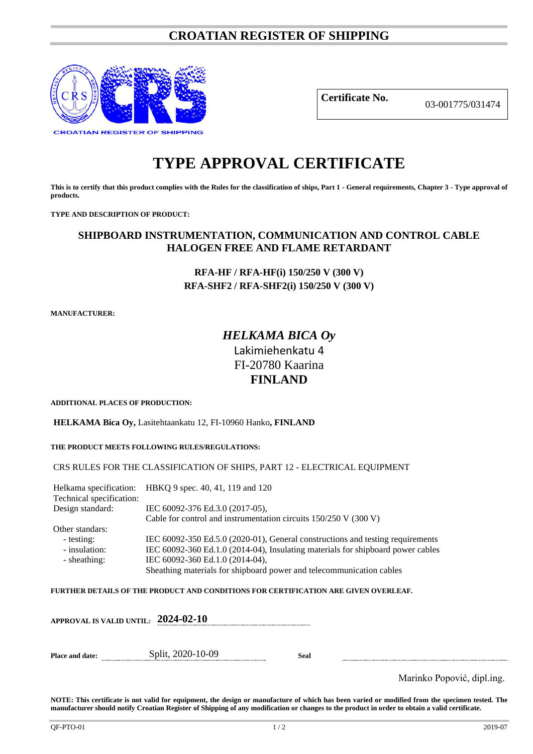# CROATIAN REGISTER OF SHIPPING

| **Certificate No.** | 03-001775/031474 |
|---|---|

# TYPE APPROVAL CERTIFICATE

**This is to certify that this product complies with the Rules for the classification of ships, Part 1 - General requirements, Chapter 3 - Type approval of products.**

**TYPE AND DESCRIPTION OF PRODUCT:**

## SHIPBOARD INSTRUMENTATION, COMMUNICATION AND CONTROL CABLE HALOGEN FREE AND FLAME RETARDANT

**RFA-HF / RFA-HF(i) 150/250 V (300 V)**
**RFA-SHF2 / RFA-SHF2(i) 150/250 V (300 V)**

**MANUFACTURER:**

***HELKAMA BICA Oy***
Lakimiehenkatu 4
FI-20780 Kaarina
**FINLAND**

**ADDITIONAL PLACES OF PRODUCTION:**

**HELKAMA Bica Oy,** Lasitehtaankatu 12, FI-10960 Hanko**, FINLAND**

**THE PRODUCT MEETS FOLLOWING RULES/REGULATIONS:**

CRS RULES FOR THE CLASSIFICATION OF SHIPS, PART 12 - ELECTRICAL EQUIPMENT

| | |
|---|---|
| Helkama specification: | HBKQ 9 spec. 40, 41, 119 and 120 |
| Technical specification: | |
| Design standard: | IEC 60092-376 Ed.3.0 (2017-05), Cable for control and instrumentation circuits 150/250 V (300 V) |
| Other standars: | |
| - testing: | IEC 60092-350 Ed.5.0 (2020-01), General constructions and testing requirements |
| - insulation: | IEC 60092-360 Ed.1.0 (2014-04), Insulating materials for shipboard power cables |
| - sheathing: | IEC 60092-360 Ed.1.0 (2014-04), Sheathing materials for shipboard power and telecommunication cables |

**FURTHER DETAILS OF THE PRODUCT AND CONDITIONS FOR CERTIFICATION ARE GIVEN OVERLEAF.**

**APPROVAL IS VALID UNTIL:** **2024-02-10**

**Place and date:** Split, 2020-10-09 **Seal**

Marinko Popović, dipl.ing.

**NOTE: This certificate is not valid for equipment, the design or manufacture of which has been varied or modified from the specimen tested. The manufacturer should notify Croatian Register of Shipping of any modification or changes to the product in order to obtain a valid certificate.**

QF-PTO-01 2019-07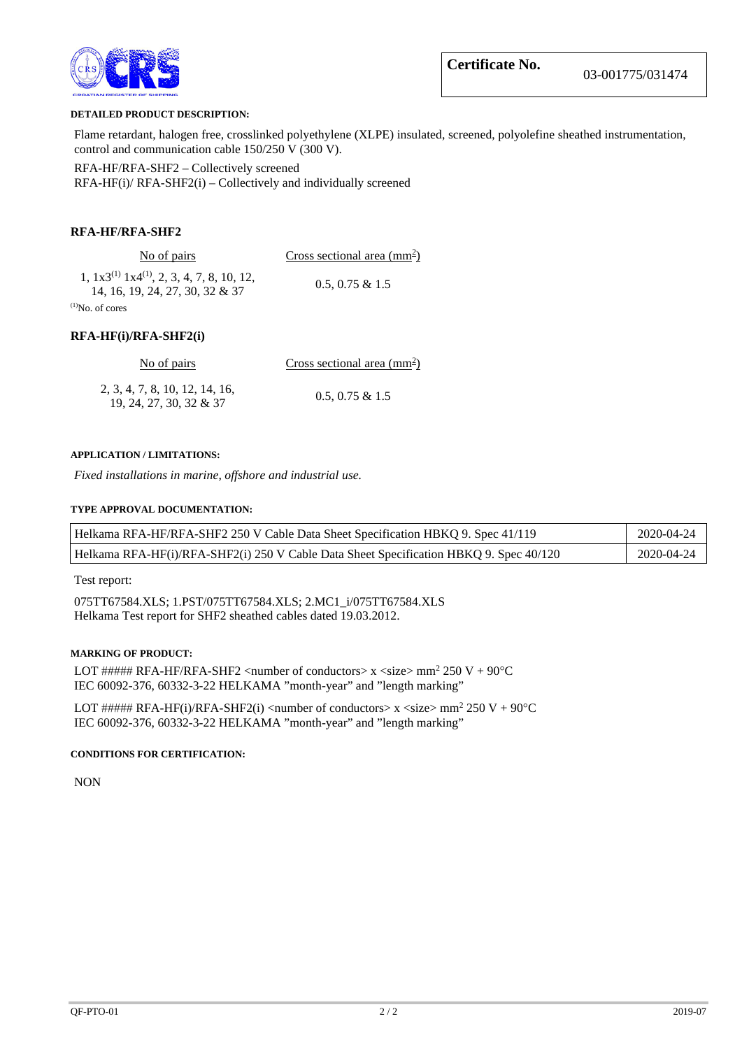**Certificate No.** 03-001775/031474

#### DETAILED PRODUCT DESCRIPTION:

Flame retardant, halogen free, crosslinked polyethylene (XLPE) insulated, screened, polyolefine sheathed instrumentation, control and communication cable 150/250 V (300 V).

RFA-HF/RFA-SHF2 – Collectively screened
RFA-HF(i)/ RFA-SHF2(i) – Collectively and individually screened

### RFA-HF/RFA-SHF2

| No of pairs | Cross sectional area ($mm^2$) |
| --- | --- |
| 1, 1x3[(1)] 1x4[(1)], 2, 3, 4, 7, 8, 10, 12, 14, 16, 19, 24, 27, 30, 32 & 37 | 0.5, 0.75 & 1.5 |

[(1)]No. of cores

### RFA-HF(i)/RFA-SHF2(i)

| No of pairs | Cross sectional area ($mm^2$) |
| --- | --- |
| 2, 3, 4, 7, 8, 10, 12, 14, 16, 19, 24, 27, 30, 32 & 37 | 0.5, 0.75 & 1.5 |

#### APPLICATION / LIMITATIONS:

*Fixed installations in marine, offshore and industrial use.*

#### TYPE APPROVAL DOCUMENTATION:

| | |
| --- | --- |
| Helkama RFA-HF/RFA-SHF2 250 V Cable Data Sheet Specification HBKQ 9. Spec 41/119 | 2020-04-24 |
| Helkama RFA-HF(i)/RFA-SHF2(i) 250 V Cable Data Sheet Specification HBKQ 9. Spec 40/120 | 2020-04-24 |

Test report:

075TT67584.XLS; 1.PST/075TT67584.XLS; 2.MC1_i/075TT67584.XLS
Helkama Test report for SHF2 sheathed cables dated 19.03.2012.

#### MARKING OF PRODUCT:

LOT ##### RFA-HF/RFA-SHF2 <number of conductors> x <size> $mm^2$ 250 V + 90°C
IEC 60092-376, 60332-3-22 HELKAMA "month-year" and "length marking"

LOT ##### RFA-HF(i)/RFA-SHF2(i) <number of conductors> x <size> $mm^2$ 250 V + 90°C
IEC 60092-376, 60332-3-22 HELKAMA "month-year" and "length marking"

#### CONDITIONS FOR CERTIFICATION:

NON